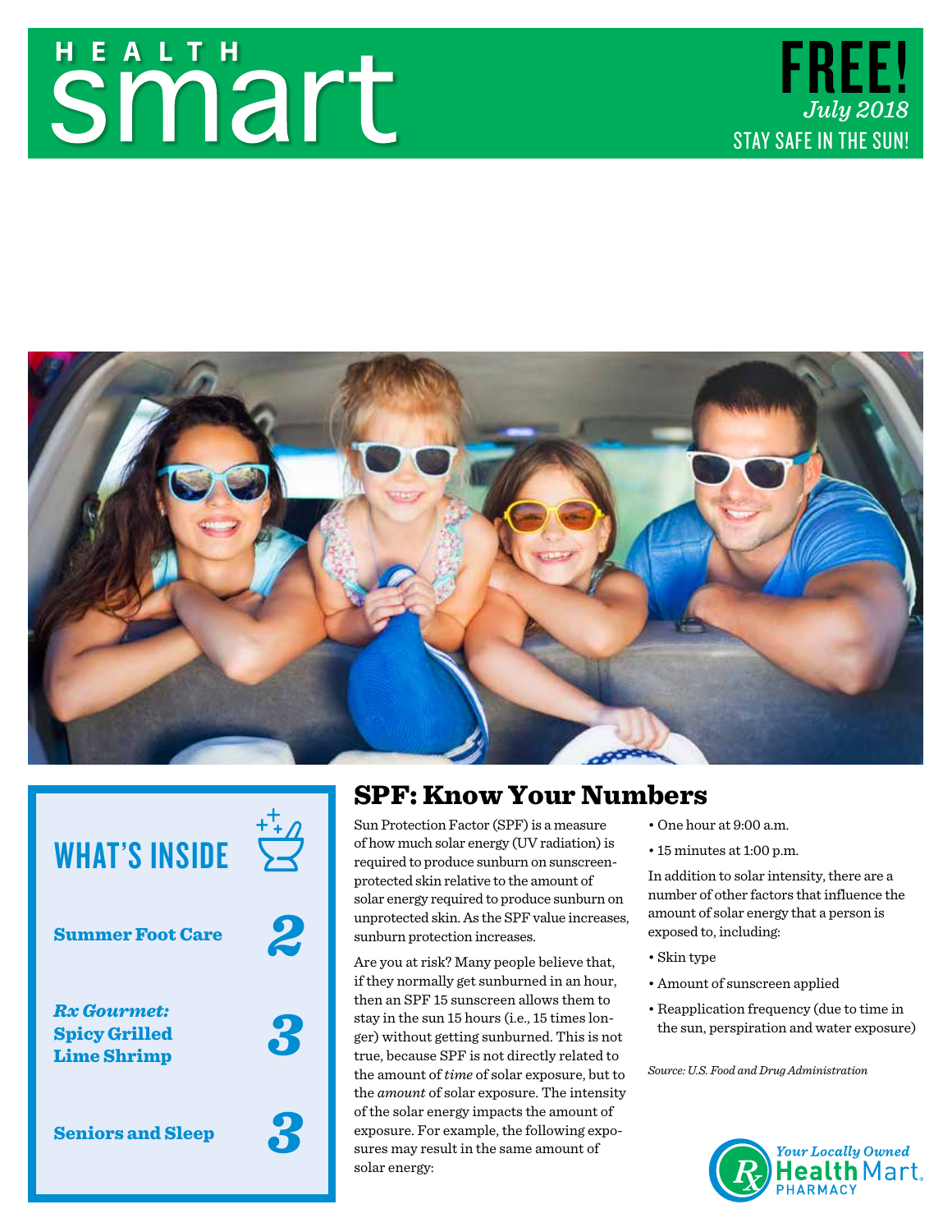# HEALTH smart

**FREE!**
*July 2018*
STAY SAFE IN THE SUN!

## WHAT'S INSIDE

**Summer Foot Care** 2

***Rx Gourmet:* Spicy Grilled Lime Shrimp** 3

**Seniors and Sleep** 3

## SPF: Know Your Numbers

Sun Protection Factor (SPF) is a measure of how much solar energy (UV radiation) is required to produce sunburn on sunscreen-protected skin relative to the amount of solar energy required to produce sunburn on unprotected skin. As the SPF value increases, sunburn protection increases.

Are you at risk? Many people believe that, if they normally get sunburned in an hour, then an SPF 15 sunscreen allows them to stay in the sun 15 hours (i.e., 15 times longer) without getting sunburned. This is not true, because SPF is not directly related to the amount of *time* of solar exposure, but to the *amount* of solar exposure. The intensity of the solar energy impacts the amount of exposure. For example, the following exposures may result in the same amount of solar energy:

- One hour at 9:00 a.m.
- 15 minutes at 1:00 p.m.

In addition to solar intensity, there are a number of other factors that influence the amount of solar energy that a person is exposed to, including:

- Skin type
- Amount of sunscreen applied
- Reapplication frequency (due to time in the sun, perspiration and water exposure)

*Source: U.S. Food and Drug Administration*

*Your Locally Owned* Health Mart PHARMACY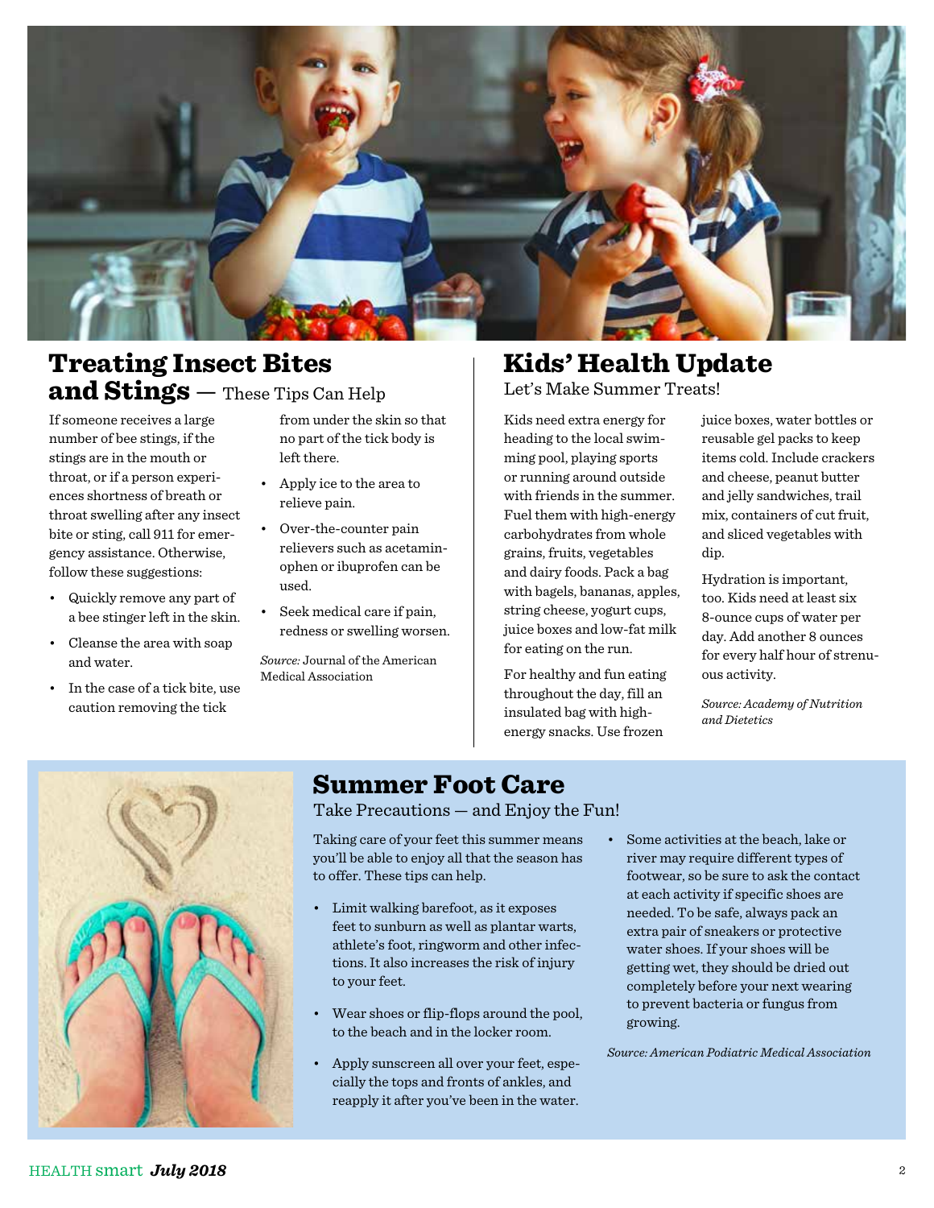## Treating Insect Bites and Stings — These Tips Can Help

If someone receives a large number of bee stings, if the stings are in the mouth or throat, or if a person experiences shortness of breath or throat swelling after any insect bite or sting, call 911 for emergency assistance. Otherwise, follow these suggestions:

- Quickly remove any part of a bee stinger left in the skin.
- Cleanse the area with soap and water.
- In the case of a tick bite, use caution removing the tick from under the skin so that no part of the tick body is left there.
- Apply ice to the area to relieve pain.
- Over-the-counter pain relievers such as acetaminophen or ibuprofen can be used.
- Seek medical care if pain, redness or swelling worsen.

*Source:* Journal of the American Medical Association

## Kids' Health Update

Let's Make Summer Treats!

Kids need extra energy for heading to the local swimming pool, playing sports or running around outside with friends in the summer. Fuel them with high-energy carbohydrates from whole grains, fruits, vegetables and dairy foods. Pack a bag with bagels, bananas, apples, string cheese, yogurt cups, juice boxes and low-fat milk for eating on the run.

For healthy and fun eating throughout the day, fill an insulated bag with high-energy snacks. Use frozen juice boxes, water bottles or reusable gel packs to keep items cold. Include crackers and cheese, peanut butter and jelly sandwiches, trail mix, containers of cut fruit, and sliced vegetables with dip.

Hydration is important, too. Kids need at least six 8-ounce cups of water per day. Add another 8 ounces for every half hour of strenuous activity.

*Source: Academy of Nutrition and Dietetics*

## Summer Foot Care

Take Precautions — and Enjoy the Fun!

Taking care of your feet this summer means you'll be able to enjoy all that the season has to offer. These tips can help.

- Limit walking barefoot, as it exposes feet to sunburn as well as plantar warts, athlete's foot, ringworm and other infections. It also increases the risk of injury to your feet.
- Wear shoes or flip-flops around the pool, to the beach and in the locker room.
- Apply sunscreen all over your feet, especially the tops and fronts of ankles, and reapply it after you've been in the water.
- Some activities at the beach, lake or river may require different types of footwear, so be sure to ask the contact at each activity if specific shoes are needed. To be safe, always pack an extra pair of sneakers or protective water shoes. If your shoes will be getting wet, they should be dried out completely before your next wearing to prevent bacteria or fungus from growing.

*Source: American Podiatric Medical Association*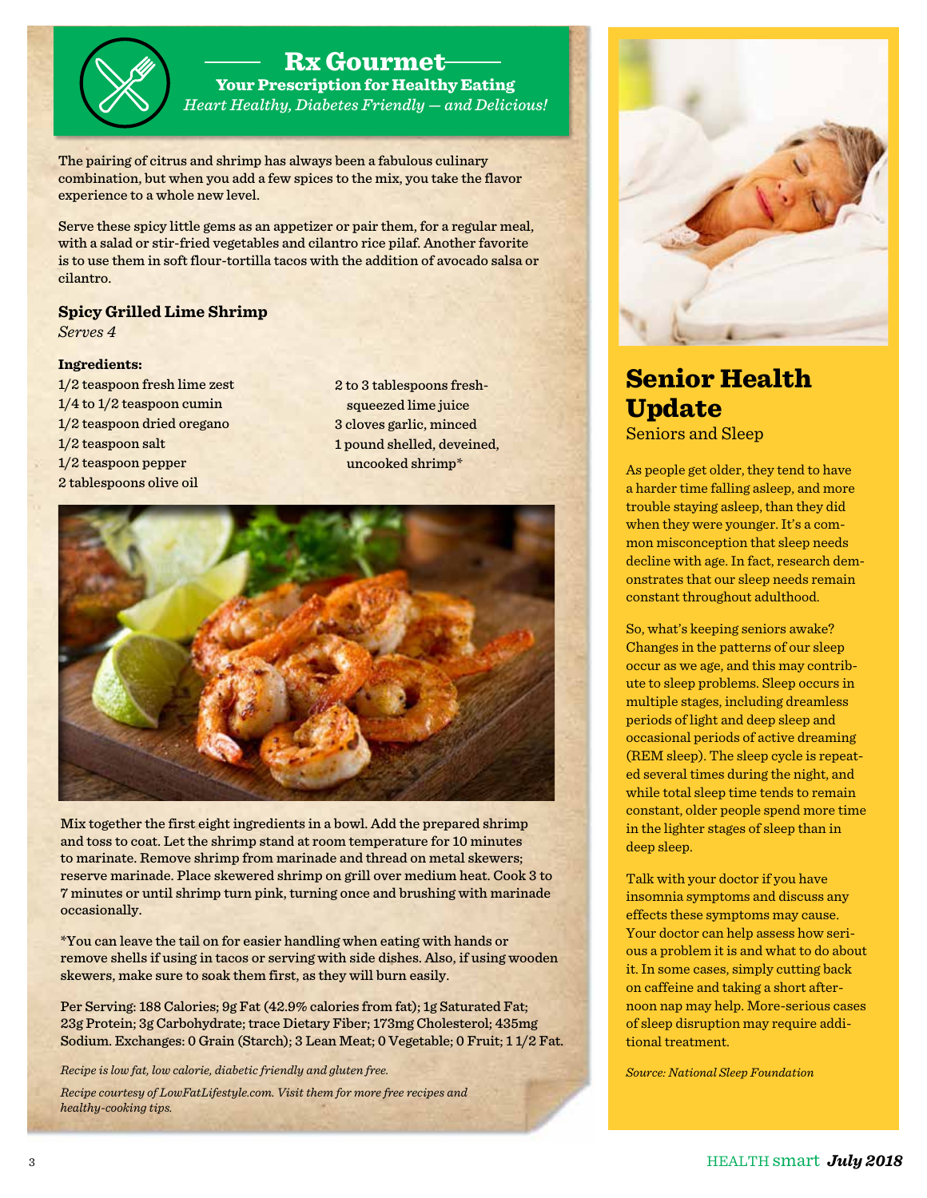# Rx Gourmet

**Your Prescription for Healthy Eating**

*Heart Healthy, Diabetes Friendly — and Delicious!*

The pairing of citrus and shrimp has always been a fabulous culinary combination, but when you add a few spices to the mix, you take the flavor experience to a whole new level.

Serve these spicy little gems as an appetizer or pair them, for a regular meal, with a salad or stir-fried vegetables and cilantro rice pilaf. Another favorite is to use them in soft flour-tortilla tacos with the addition of avocado salsa or cilantro.

## Spicy Grilled Lime Shrimp

*Serves 4*

**Ingredients:**

- 1/2 teaspoon fresh lime zest
- 1/4 to 1/2 teaspoon cumin
- 1/2 teaspoon dried oregano
- 1/2 teaspoon salt
- 1/2 teaspoon pepper
- 2 tablespoons olive oil
- 2 to 3 tablespoons fresh-squeezed lime juice
- 3 cloves garlic, minced
- 1 pound shelled, deveined, uncooked shrimp*

Mix together the first eight ingredients in a bowl. Add the prepared shrimp and toss to coat. Let the shrimp stand at room temperature for 10 minutes to marinate. Remove shrimp from marinade and thread on metal skewers; reserve marinade. Place skewered shrimp on grill over medium heat. Cook 3 to 7 minutes or until shrimp turn pink, turning once and brushing with marinade occasionally.

*You can leave the tail on for easier handling when eating with hands or remove shells if using in tacos or serving with side dishes. Also, if using wooden skewers, make sure to soak them first, as they will burn easily.

Per Serving: 188 Calories; 9g Fat (42.9% calories from fat); 1g Saturated Fat; 23g Protein; 3g Carbohydrate; trace Dietary Fiber; 173mg Cholesterol; 435mg Sodium. Exchanges: 0 Grain (Starch); 3 Lean Meat; 0 Vegetable; 0 Fruit; 1 1/2 Fat.

*Recipe is low fat, low calorie, diabetic friendly and gluten free.*

*Recipe courtesy of LowFatLifestyle.com. Visit them for more free recipes and healthy-cooking tips.*

# Senior Health Update

Seniors and Sleep

As people get older, they tend to have a harder time falling asleep, and more trouble staying asleep, than they did when they were younger. It's a common misconception that sleep needs decline with age. In fact, research demonstrates that our sleep needs remain constant throughout adulthood.

So, what's keeping seniors awake? Changes in the patterns of our sleep occur as we age, and this may contribute to sleep problems. Sleep occurs in multiple stages, including dreamless periods of light and deep sleep and occasional periods of active dreaming (REM sleep). The sleep cycle is repeated several times during the night, and while total sleep time tends to remain constant, older people spend more time in the lighter stages of sleep than in deep sleep.

Talk with your doctor if you have insomnia symptoms and discuss any effects these symptoms may cause. Your doctor can help assess how serious a problem it is and what to do about it. In some cases, simply cutting back on caffeine and taking a short afternoon nap may help. More-serious cases of sleep disruption may require additional treatment.

*Source: National Sleep Foundation*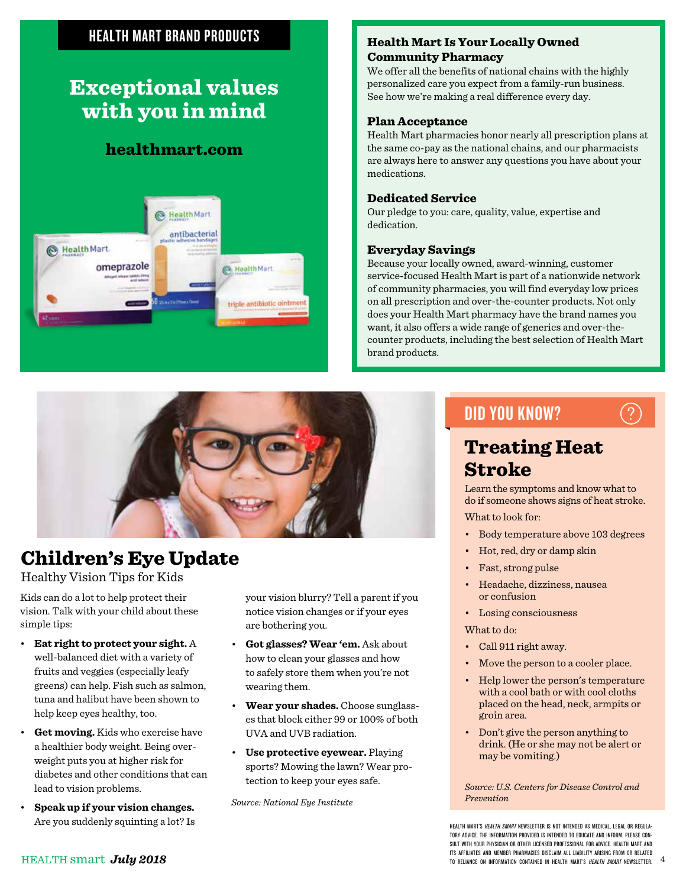## HEALTH MART BRAND PRODUCTS

# Exceptional values with you in mind

**healthmart.com**

### Health Mart Is Your Locally Owned Community Pharmacy

We offer all the benefits of national chains with the highly personalized care you expect from a family-run business. See how we're making a real difference every day.

### Plan Acceptance

Health Mart pharmacies honor nearly all prescription plans at the same co-pay as the national chains, and our pharmacists are always here to answer any questions you have about your medications.

### Dedicated Service

Our pledge to you: care, quality, value, expertise and dedication.

### Everyday Savings

Because your locally owned, award-winning, customer service-focused Health Mart is part of a nationwide network of community pharmacies, you will find everyday low prices on all prescription and over-the-counter products. Not only does your Health Mart pharmacy have the brand names you want, it also offers a wide range of generics and over-the-counter products, including the best selection of Health Mart brand products.

# Children's Eye Update

Healthy Vision Tips for Kids

Kids can do a lot to help protect their vision. Talk with your child about these simple tips:

- **Eat right to protect your sight.** A well-balanced diet with a variety of fruits and veggies (especially leafy greens) can help. Fish such as salmon, tuna and halibut have been shown to help keep eyes healthy, too.
- **Get moving.** Kids who exercise have a healthier body weight. Being overweight puts you at higher risk for diabetes and other conditions that can lead to vision problems.
- **Speak up if your vision changes.** Are you suddenly squinting a lot? Is your vision blurry? Tell a parent if you notice vision changes or if your eyes are bothering you.
- **Got glasses? Wear 'em.** Ask about how to clean your glasses and how to safely store them when you're not wearing them.
- **Wear your shades.** Choose sunglasses that block either 99 or 100% of both UVA and UVB radiation.
- **Use protective eyewear.** Playing sports? Mowing the lawn? Wear protection to keep your eyes safe.

*Source: National Eye Institute*

## DID YOU KNOW?

# Treating Heat Stroke

Learn the symptoms and know what to do if someone shows signs of heat stroke.

What to look for:

- Body temperature above 103 degrees
- Hot, red, dry or damp skin
- Fast, strong pulse
- Headache, dizziness, nausea or confusion
- Losing consciousness

What to do:

- Call 911 right away.
- Move the person to a cooler place.
- Help lower the person's temperature with a cool bath or with cool cloths placed on the head, neck, armpits or groin area.
- Don't give the person anything to drink. (He or she may not be alert or may be vomiting.)

*Source: U.S. Centers for Disease Control and Prevention*

HEALTH MART'S *HEALTH SMART* NEWSLETTER IS NOT INTENDED AS MEDICAL, LEGAL OR REGULATORY ADVICE. THE INFORMATION PROVIDED IS INTENDED TO EDUCATE AND INFORM. PLEASE CONSULT WITH YOUR PHYSICIAN OR OTHER LICENSED PROFESSIONAL FOR ADVICE. HEALTH MART AND ITS AFFILIATES AND MEMBER PHARMACIES DISCLAIM ALL LIABILITY ARISING FROM OR RELATED TO RELIANCE ON INFORMATION CONTAINED IN HEALTH MART'S *HEALTH SMART* NEWSLETTER.